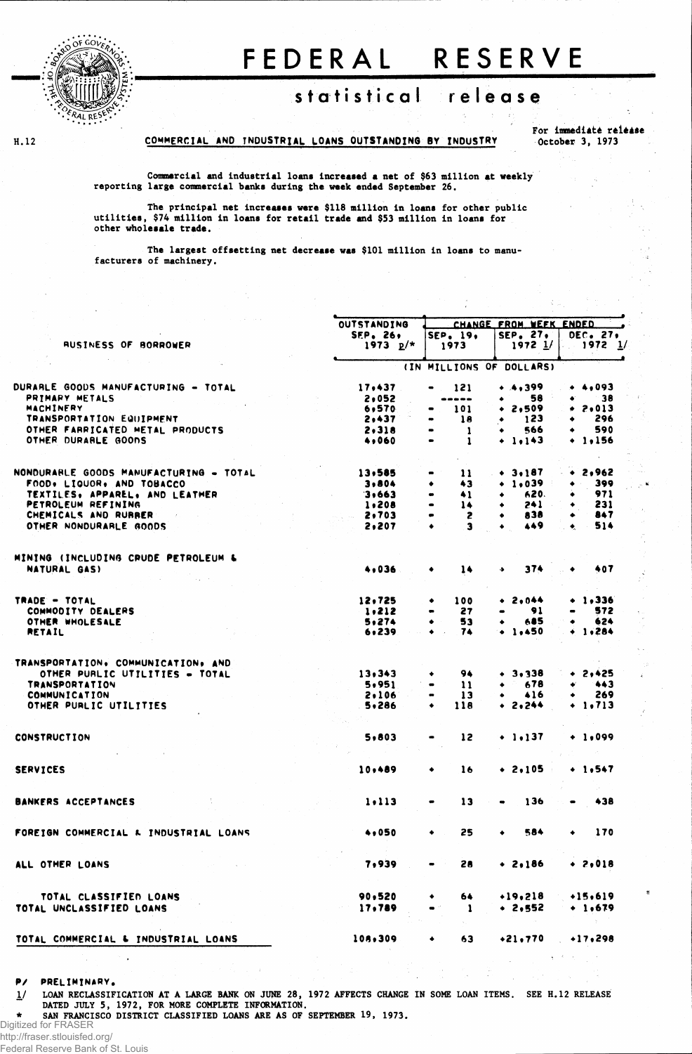# FEDERAL RESERVE

## statistical release

H.12 COMMERCIAL AND INDUSTRIAL LOANS OUTSTANDING BY INDUSTRY

For immediate release October 3, 1973

Commercial and industrial loans increased a net of $63 million at weekly reporting large commercial banks during the week ended September 26.

The principal net increases were $118 million in loans for other public utilities, $74 million in loans for retail trade and $53 million in loans for other wholesale trade.

The largest offsetting net decrease was $101 million in loans to manufacturers of machinery.

| BUSINESS OF BORROWER | OUTSTANDING SEP. 26, 1973 p/* | CHANGE FROM WEEK ENDED SEP. 19, 1973 | SEP. 27, 1972 1/ | DEC. 27, 1972 1/ |
|---|---|---|---|---|
| | (IN MILLIONS OF DOLLARS) | | | |
| DURABLE GOODS MANUFACTURING - TOTAL | 17,437 | - 121 | + 4,399 | + 4,093 |
| PRIMARY METALS | 2,052 | ----- | + 58 | + 38 |
| MACHINERY | 6,570 | - 101 | + 2,509 | + 2,013 |
| TRANSPORTATION EQUIPMENT | 2,437 | - 18 | + 123 | + 296 |
| OTHER FABRICATED METAL PRODUCTS | 2,318 | - 1 | + 566 | + 590 |
| OTHER DURABLE GOODS | 4,060 | - 1 | + 1,143 | + 1,156 |
| NONDURABLE GOODS MANUFACTURING - TOTAL | 13,585 | - 11 | + 3,187 | + 2,962 |
| FOOD, LIQUOR, AND TOBACCO | 3,804 | + 43 | + 1,039 | + 399 |
| TEXTILES, APPAREL, AND LEATHER | 3,663 | - 41 | + 620 | + 971 |
| PETROLEUM REFINING | 1,208 | - 14 | + 241 | + 231 |
| CHEMICALS AND RUBBER | 2,703 | - 2 | + 838 | + 847 |
| OTHER NONDURABLE GOODS | 2,207 | + 3 | + 449 | + 514 |
| MINING (INCLUDING CRUDE PETROLEUM & NATURAL GAS) | 4,036 | + 14 | + 374 | + 407 |
| TRADE - TOTAL | 12,725 | + 100 | + 2,044 | + 1,336 |
| COMMODITY DEALERS | 1,212 | - 27 | - 91 | - 572 |
| OTHER WHOLESALE | 5,274 | + 53 | + 685 | + 624 |
| RETAIL | 6,239 | + 74 | + 1,450 | + 1,284 |
| TRANSPORTATION, COMMUNICATION, AND OTHER PUBLIC UTILITIES - TOTAL | 13,343 | + 94 | + 3,338 | + 2,425 |
| TRANSPORTATION | 5,951 | - 11 | + 678 | + 443 |
| COMMUNICATION | 2,106 | - 13 | + 416 | + 269 |
| OTHER PUBLIC UTILITIES | 5,286 | + 118 | + 2,244 | + 1,713 |
| CONSTRUCTION | 5,803 | - 12 | + 1,137 | + 1,099 |
| SERVICES | 10,489 | + 16 | + 2,105 | + 1,547 |
| BANKERS ACCEPTANCES | 1,113 | - 13 | - 136 | - 438 |
| FOREIGN COMMERCIAL & INDUSTRIAL LOANS | 4,050 | + 25 | + 584 | + 170 |
| ALL OTHER LOANS | 7,939 | - 28 | + 2,186 | + 2,018 |
| TOTAL CLASSIFIED LOANS | 90,520 | + 64 | +19,218 | +15,619 |
| TOTAL UNCLASSIFIED LOANS | 17,789 | - 1 | + 2,552 | + 1,679 |
| TOTAL COMMERCIAL & INDUSTRIAL LOANS | 108,309 | + 63 | +21,770 | +17,298 |

P/ PRELIMINARY.

1/ LOAN RECLASSIFICATION AT A LARGE BANK ON JUNE 28, 1972 AFFECTS CHANGE IN SOME LOAN ITEMS. SEE H.12 RELEASE DATED JULY 5, 1972, FOR MORE COMPLETE INFORMATION.

\* SAN FRANCISCO DISTRICT CLASSIFIED LOANS ARE AS OF SEPTEMBER 19, 1973.

Digitized for FRASER
http://fraser.stlouisfed.org/
Federal Reserve Bank of St. Louis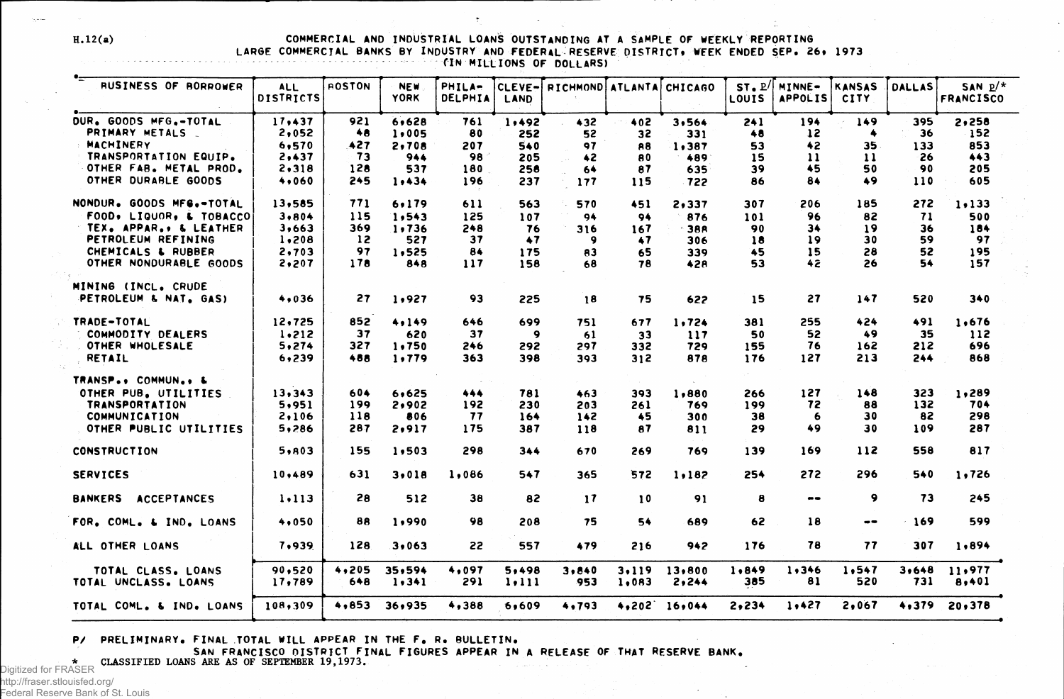H.12(a)

# COMMERCIAL AND INDUSTRIAL LOANS OUTSTANDING AT A SAMPLE OF WEEKLY REPORTING LARGE COMMERCIAL BANKS BY INDUSTRY AND FEDERAL RESERVE DISTRICT, WEEK ENDED SEP. 26, 1973

(IN MILLIONS OF DOLLARS)

| BUSINESS OF BORROWER | ALL DISTRICTS | BOSTON | NEW YORK | PHILA-DELPHIA | CLEVE-LAND | RICHMOND | ATLANTA | CHICAGO | ST. LOUIS p/ | MINNE-APPOLIS | KANSAS CITY | DALLAS | SAN FRANCISCO p/* |
|---|---|---|---|---|---|---|---|---|---|---|---|---|---|
| DUR. GOODS MFG.-TOTAL | 17,437 | 921 | 6,628 | 761 | 1,492 | 432 | 402 | 3,564 | 241 | 194 | 149 | 395 | 2,258 |
| PRIMARY METALS | 2,052 | 48 | 1,005 | 80 | 252 | 52 | 32 | 331 | 48 | 12 | 4 | 36 | 152 |
| MACHINERY | 6,570 | 427 | 2,708 | 207 | 540 | 97 | 88 | 1,387 | 53 | 42 | 35 | 133 | 853 |
| TRANSPORTATION EQUIP. | 2,437 | 73 | 944 | 98 | 205 | 42 | 80 | 489 | 15 | 11 | 11 | 26 | 443 |
| OTHER FAB. METAL PROD. | 2,318 | 128 | 537 | 180 | 258 | 64 | 87 | 635 | 39 | 45 | 50 | 90 | 205 |
| OTHER DURABLE GOODS | 4,060 | 245 | 1,434 | 196 | 237 | 177 | 115 | 722 | 86 | 84 | 49 | 110 | 605 |
| NONDUR. GOODS MFG.-TOTAL | 13,585 | 771 | 6,179 | 611 | 563 | 570 | 451 | 2,337 | 307 | 206 | 185 | 272 | 1,133 |
| FOOD, LIQUOR, & TOBACCO | 3,804 | 115 | 1,543 | 125 | 107 | 94 | 94 | 876 | 101 | 96 | 82 | 71 | 500 |
| TEX. APPAR., & LEATHER | 3,663 | 369 | 1,736 | 248 | 76 | 316 | 167 | 388 | 90 | 34 | 19 | 36 | 184 |
| PETROLEUM REFINING | 1,208 | 12 | 527 | 37 | 47 | 9 | 47 | 306 | 18 | 19 | 30 | 59 | 97 |
| CHEMICALS & RUBBER | 2,703 | 97 | 1,525 | 84 | 175 | 83 | 65 | 339 | 45 | 15 | 28 | 52 | 195 |
| OTHER NONDURABLE GOODS | 2,207 | 178 | 848 | 117 | 158 | 68 | 78 | 428 | 53 | 42 | 26 | 54 | 157 |
| MINING (INCL. CRUDE PETROLEUM & NAT. GAS) | 4,036 | 27 | 1,927 | 93 | 225 | 18 | 75 | 622 | 15 | 27 | 147 | 520 | 340 |
| TRADE-TOTAL | 12,725 | 852 | 4,149 | 646 | 699 | 751 | 677 | 1,724 | 381 | 255 | 424 | 491 | 1,676 |
| COMMODITY DEALERS | 1,212 | 37 | 620 | 37 | 9 | 61 | 33 | 117 | 50 | 52 | 49 | 35 | 112 |
| OTHER WHOLESALE | 5,274 | 327 | 1,750 | 246 | 292 | 297 | 332 | 729 | 155 | 76 | 162 | 212 | 696 |
| RETAIL | 6,239 | 488 | 1,779 | 363 | 398 | 393 | 312 | 878 | 176 | 127 | 213 | 244 | 868 |
| TRANSP., COMMUN., & OTHER PUB. UTILITIES | 13,343 | 604 | 6,625 | 444 | 781 | 463 | 393 | 1,880 | 266 | 127 | 148 | 323 | 1,289 |
| TRANSPORTATION | 5,951 | 199 | 2,902 | 192 | 230 | 203 | 261 | 769 | 199 | 72 | 88 | 132 | 704 |
| COMMUNICATION | 2,106 | 118 | 806 | 77 | 164 | 142 | 45 | 300 | 38 | 6 | 30 | 82 | 298 |
| OTHER PUBLIC UTILITIES | 5,286 | 287 | 2,917 | 175 | 387 | 118 | 87 | 811 | 29 | 49 | 30 | 109 | 287 |
| CONSTRUCTION | 5,803 | 155 | 1,503 | 298 | 344 | 670 | 269 | 769 | 139 | 169 | 112 | 558 | 817 |
| SERVICES | 10,489 | 631 | 3,018 | 1,086 | 547 | 365 | 572 | 1,182 | 254 | 272 | 296 | 540 | 1,726 |
| BANKERS ACCEPTANCES | 1,113 | 28 | 512 | 38 | 82 | 17 | 10 | 91 | 8 | -- | 9 | 73 | 245 |
| FOR. COML. & IND. LOANS | 4,050 | 88 | 1,990 | 98 | 208 | 75 | 54 | 689 | 62 | 18 | -- | 169 | 599 |
| ALL OTHER LOANS | 7,939 | 128 | 3,063 | 22 | 557 | 479 | 216 | 942 | 176 | 78 | 77 | 307 | 1,894 |
| TOTAL CLASS. LOANS | 90,520 | 4,205 | 35,594 | 4,097 | 5,498 | 3,840 | 3,119 | 13,800 | 1,849 | 1,346 | 1,547 | 3,648 | 11,977 |
| TOTAL UNCLASS. LOANS | 17,789 | 648 | 1,341 | 291 | 1,111 | 953 | 1,083 | 2,244 | 385 | 81 | 520 | 731 | 8,401 |
| TOTAL COML. & IND. LOANS | 108,309 | 4,853 | 36,935 | 4,388 | 6,609 | 4,793 | 4,202 | 16,044 | 2,234 | 1,427 | 2,067 | 4,379 | 20,378 |

P/ PRELIMINARY. FINAL TOTAL WILL APPEAR IN THE F. R. BULLETIN. SAN FRANCISCO DISTRICT FINAL FIGURES APPEAR IN A RELEASE OF THAT RESERVE BANK.

* CLASSIFIED LOANS ARE AS OF SEPTEMBER 19,1973.